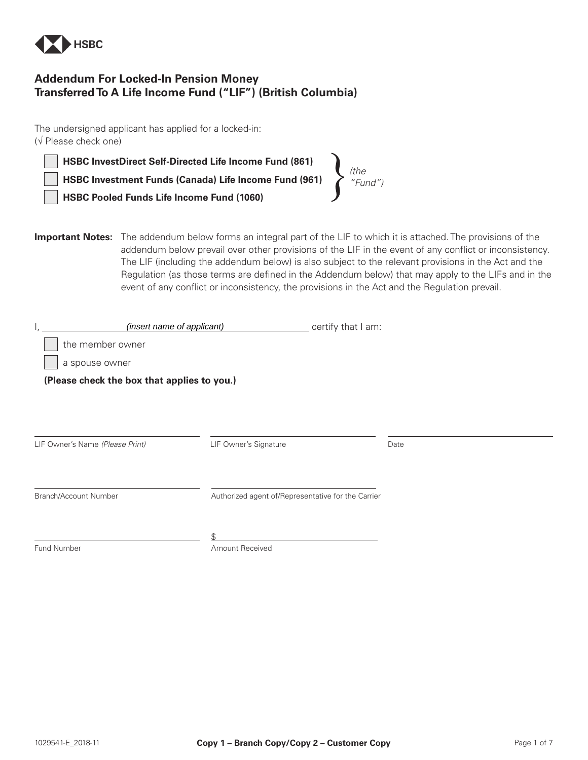HSBC

# Addendum For Locked-In Pension Money Transferred To A Life Income Fund ("LIF") (British Columbia)

The undersigned applicant has applied for a locked-in:
(√ Please check one)

- ☐ **HSBC InvestDirect Self-Directed Life Income Fund (861)**
- ☐ **HSBC Investment Funds (Canada) Life Income Fund (961)**
- ☐ **HSBC Pooled Funds Life Income Fund (1060)**

*(the "Fund")*

**Important Notes:** The addendum below forms an integral part of the LIF to which it is attached. The provisions of the addendum below prevail over other provisions of the LIF in the event of any conflict or inconsistency. The LIF (including the addendum below) is also subject to the relevant provisions in the Act and the Regulation (as those terms are defined in the Addendum below) that may apply to the LIFs and in the event of any conflict or inconsistency, the provisions in the Act and the Regulation prevail.

I, ____________ *(insert name of applicant)* ____________ certify that I am:

- ☐ the member owner
- ☐ a spouse owner

**(Please check the box that applies to you.)**

______________________________ LIF Owner's Name *(Please Print)*

______________________________ LIF Owner's Signature

______________________________ Date

______________________________ Branch/Account Number

______________________________ Authorized agent of/Representative for the Carrier

______________________________ Fund Number

$ ____________________________ Amount Received

1029541-E_2018-11

**Copy 1 – Branch Copy/Copy 2 – Customer Copy**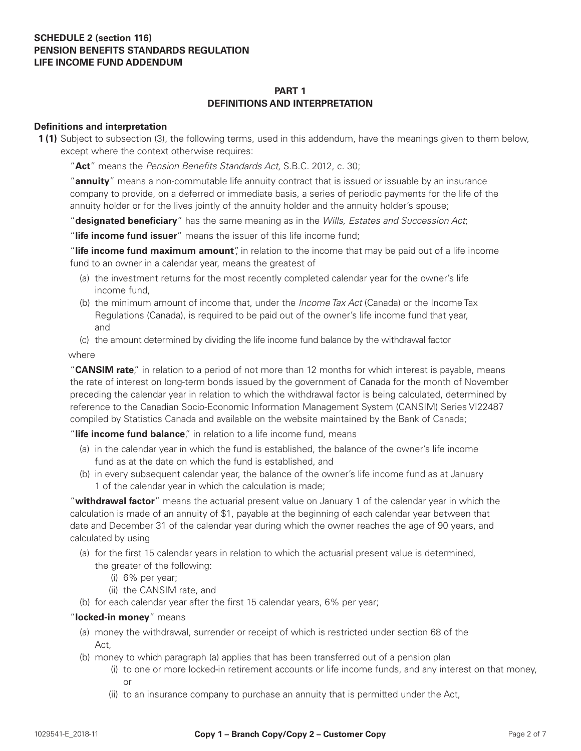**SCHEDULE 2 (section 116)**
**PENSION BENEFITS STANDARDS REGULATION**
**LIFE INCOME FUND ADDENDUM**

## PART 1
## DEFINITIONS AND INTERPRETATION

### Definitions and interpretation

**1 (1)** Subject to subsection (3), the following terms, used in this addendum, have the meanings given to them below, except where the context otherwise requires:

"**Act**" means the *Pension Benefits Standards Act*, S.B.C. 2012, c. 30;

"**annuity**" means a non-commutable life annuity contract that is issued or issuable by an insurance company to provide, on a deferred or immediate basis, a series of periodic payments for the life of the annuity holder or for the lives jointly of the annuity holder and the annuity holder's spouse;

"**designated beneficiary**" has the same meaning as in the *Wills, Estates and Succession Act*;

"**life income fund issuer**" means the issuer of this life income fund;

"**life income fund maximum amount**", in relation to the income that may be paid out of a life income fund to an owner in a calendar year, means the greatest of

(a) the investment returns for the most recently completed calendar year for the owner's life income fund,

(b) the minimum amount of income that, under the *Income Tax Act* (Canada) or the Income Tax Regulations (Canada), is required to be paid out of the owner's life income fund that year, and

(c) the amount determined by dividing the life income fund balance by the withdrawal factor

where

"**CANSIM rate**," in relation to a period of not more than 12 months for which interest is payable, means the rate of interest on long-term bonds issued by the government of Canada for the month of November preceding the calendar year in relation to which the withdrawal factor is being calculated, determined by reference to the Canadian Socio-Economic Information Management System (CANSIM) Series VI22487 compiled by Statistics Canada and available on the website maintained by the Bank of Canada;

"**life income fund balance**," in relation to a life income fund, means

(a) in the calendar year in which the fund is established, the balance of the owner's life income fund as at the date on which the fund is established, and

(b) in every subsequent calendar year, the balance of the owner's life income fund as at January 1 of the calendar year in which the calculation is made;

"**withdrawal factor**" means the actuarial present value on January 1 of the calendar year in which the calculation is made of an annuity of $1, payable at the beginning of each calendar year between that date and December 31 of the calendar year during which the owner reaches the age of 90 years, and calculated by using

(a) for the first 15 calendar years in relation to which the actuarial present value is determined, the greater of the following:

(i) 6% per year;

(ii) the CANSIM rate, and

(b) for each calendar year after the first 15 calendar years, 6% per year;

"**locked-in money**" means

(a) money the withdrawal, surrender or receipt of which is restricted under section 68 of the Act,

(b) money to which paragraph (a) applies that has been transferred out of a pension plan

(i) to one or more locked-in retirement accounts or life income funds, and any interest on that money, or

(ii) to an insurance company to purchase an annuity that is permitted under the Act,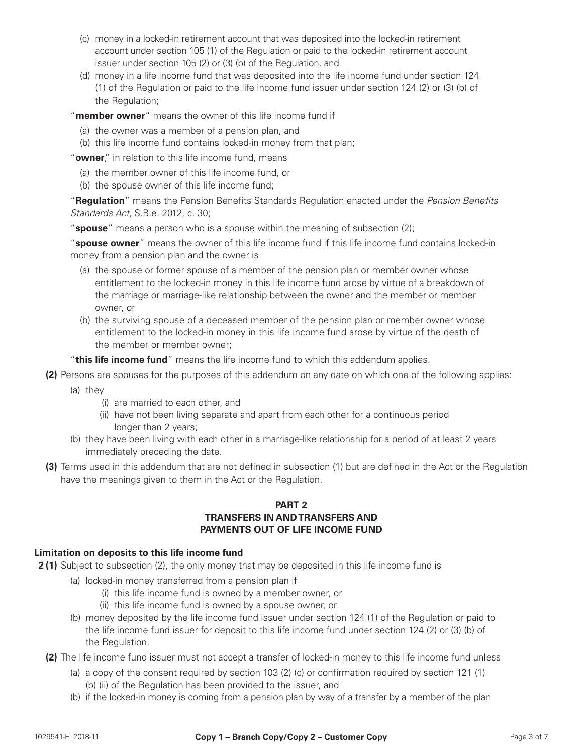(c) money in a locked-in retirement account that was deposited into the locked-in retirement account under section 105 (1) of the Regulation or paid to the locked-in retirement account issuer under section 105 (2) or (3) (b) of the Regulation, and

(d) money in a life income fund that was deposited into the life income fund under section 124 (1) of the Regulation or paid to the life income fund issuer under section 124 (2) or (3) (b) of the Regulation;

"**member owner**" means the owner of this life income fund if

(a) the owner was a member of a pension plan, and

(b) this life income fund contains locked-in money from that plan;

"**owner**," in relation to this life income fund, means

(a) the member owner of this life income fund, or

(b) the spouse owner of this life income fund;

"**Regulation**" means the Pension Benefits Standards Regulation enacted under the *Pension Benefits Standards Act*, S.B.e. 2012, c. 30;

"**spouse**" means a person who is a spouse within the meaning of subsection (2);

"**spouse owner**" means the owner of this life income fund if this life income fund contains locked-in money from a pension plan and the owner is

(a) the spouse or former spouse of a member of the pension plan or member owner whose entitlement to the locked-in money in this life income fund arose by virtue of a breakdown of the marriage or marriage-like relationship between the owner and the member or member owner, or

(b) the surviving spouse of a deceased member of the pension plan or member owner whose entitlement to the locked-in money in this life income fund arose by virtue of the death of the member or member owner;

"**this life income fund**" means the life income fund to which this addendum applies.

**(2)** Persons are spouses for the purposes of this addendum on any date on which one of the following applies:

(a) they

(i) are married to each other, and

(ii) have not been living separate and apart from each other for a continuous period longer than 2 years;

(b) they have been living with each other in a marriage-like relationship for a period of at least 2 years immediately preceding the date.

**(3)** Terms used in this addendum that are not defined in subsection (1) but are defined in the Act or the Regulation have the meanings given to them in the Act or the Regulation.

## PART 2
## TRANSFERS IN AND TRANSFERS AND PAYMENTS OUT OF LIFE INCOME FUND

**Limitation on deposits to this life income fund**

**2 (1)** Subject to subsection (2), the only money that may be deposited in this life income fund is

(a) locked-in money transferred from a pension plan if

(i) this life income fund is owned by a member owner, or

(ii) this life income fund is owned by a spouse owner, or

(b) money deposited by the life income fund issuer under section 124 (1) of the Regulation or paid to the life income fund issuer for deposit to this life income fund under section 124 (2) or (3) (b) of the Regulation.

**(2)** The life income fund issuer must not accept a transfer of locked-in money to this life income fund unless

(a) a copy of the consent required by section 103 (2) (c) or confirmation required by section 121 (1) (b) (ii) of the Regulation has been provided to the issuer, and

(b) if the locked-in money is coming from a pension plan by way of a transfer by a member of the plan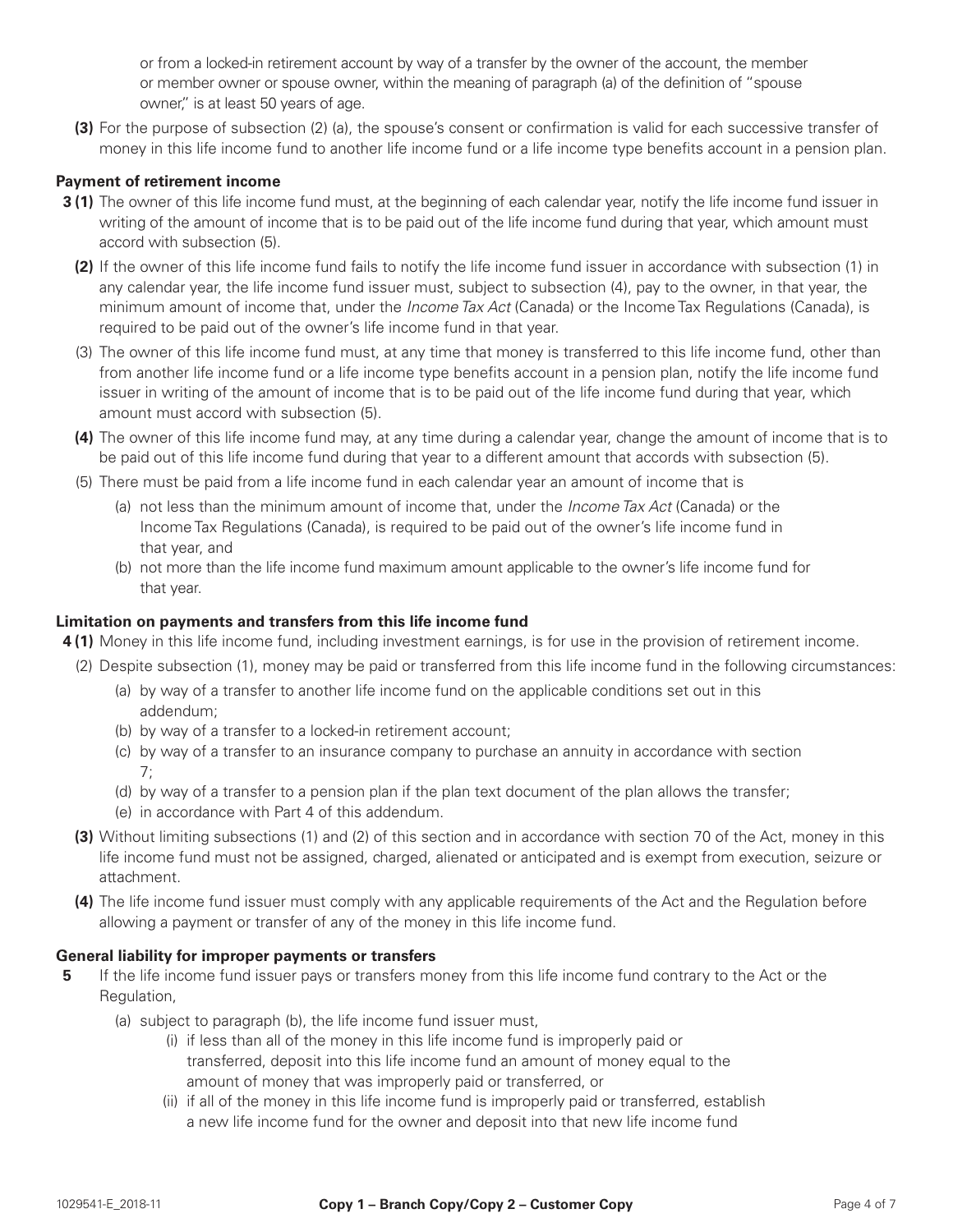or from a locked-in retirement account by way of a transfer by the owner of the account, the member or member owner or spouse owner, within the meaning of paragraph (a) of the definition of "spouse owner," is at least 50 years of age.

**(3)** For the purpose of subsection (2) (a), the spouse's consent or confirmation is valid for each successive transfer of money in this life income fund to another life income fund or a life income type benefits account in a pension plan.

**Payment of retirement income**

**3 (1)** The owner of this life income fund must, at the beginning of each calendar year, notify the life income fund issuer in writing of the amount of income that is to be paid out of the life income fund during that year, which amount must accord with subsection (5).

**(2)** If the owner of this life income fund fails to notify the life income fund issuer in accordance with subsection (1) in any calendar year, the life income fund issuer must, subject to subsection (4), pay to the owner, in that year, the minimum amount of income that, under the *Income Tax Act* (Canada) or the Income Tax Regulations (Canada), is required to be paid out of the owner's life income fund in that year.

(3) The owner of this life income fund must, at any time that money is transferred to this life income fund, other than from another life income fund or a life income type benefits account in a pension plan, notify the life income fund issuer in writing of the amount of income that is to be paid out of the life income fund during that year, which amount must accord with subsection (5).

**(4)** The owner of this life income fund may, at any time during a calendar year, change the amount of income that is to be paid out of this life income fund during that year to a different amount that accords with subsection (5).

(5) There must be paid from a life income fund in each calendar year an amount of income that is

(a) not less than the minimum amount of income that, under the *Income Tax Act* (Canada) or the Income Tax Regulations (Canada), is required to be paid out of the owner's life income fund in that year, and

(b) not more than the life income fund maximum amount applicable to the owner's life income fund for that year.

**Limitation on payments and transfers from this life income fund**

**4 (1)** Money in this life income fund, including investment earnings, is for use in the provision of retirement income.

(2) Despite subsection (1), money may be paid or transferred from this life income fund in the following circumstances:

(a) by way of a transfer to another life income fund on the applicable conditions set out in this addendum;

(b) by way of a transfer to a locked-in retirement account;

(c) by way of a transfer to an insurance company to purchase an annuity in accordance with section 7;

(d) by way of a transfer to a pension plan if the plan text document of the plan allows the transfer;

(e) in accordance with Part 4 of this addendum.

**(3)** Without limiting subsections (1) and (2) of this section and in accordance with section 70 of the Act, money in this life income fund must not be assigned, charged, alienated or anticipated and is exempt from execution, seizure or attachment.

**(4)** The life income fund issuer must comply with any applicable requirements of the Act and the Regulation before allowing a payment or transfer of any of the money in this life income fund.

**General liability for improper payments or transfers**

**5** If the life income fund issuer pays or transfers money from this life income fund contrary to the Act or the Regulation,

(a) subject to paragraph (b), the life income fund issuer must,

(i) if less than all of the money in this life income fund is improperly paid or transferred, deposit into this life income fund an amount of money equal to the amount of money that was improperly paid or transferred, or

(ii) if all of the money in this life income fund is improperly paid or transferred, establish a new life income fund for the owner and deposit into that new life income fund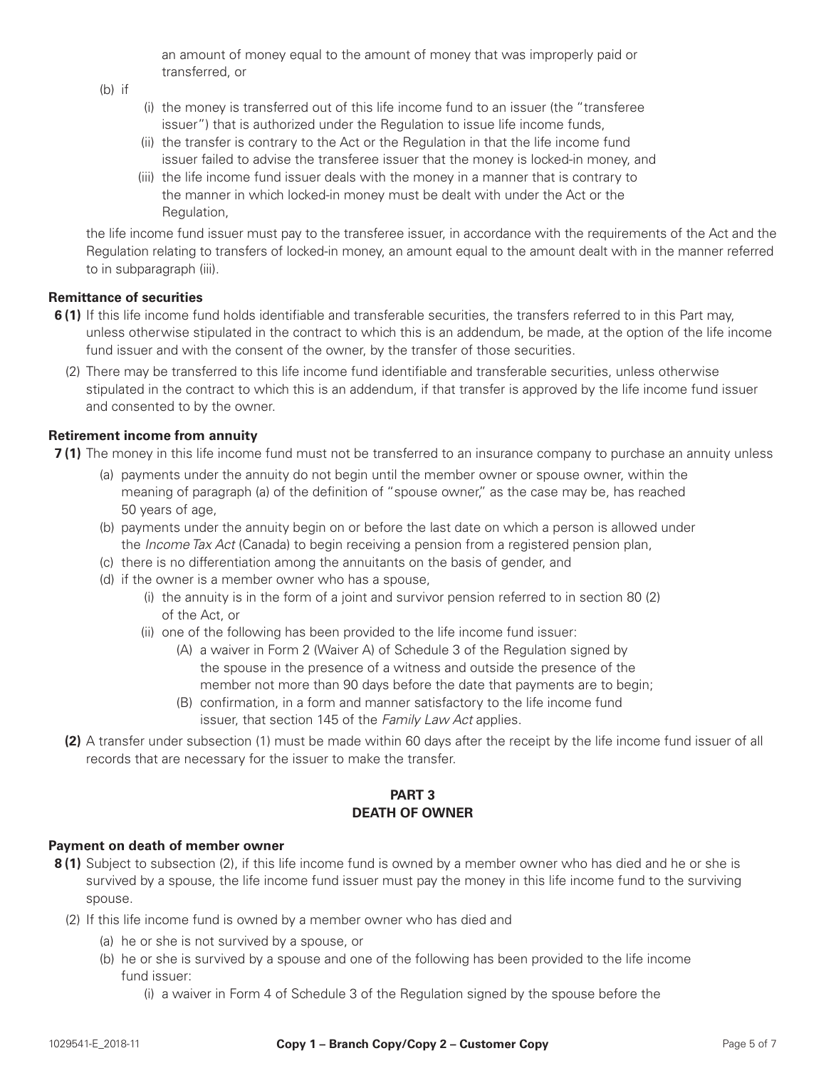an amount of money equal to the amount of money that was improperly paid or transferred, or

(b) if

(i) the money is transferred out of this life income fund to an issuer (the "transferee issuer") that is authorized under the Regulation to issue life income funds,

(ii) the transfer is contrary to the Act or the Regulation in that the life income fund issuer failed to advise the transferee issuer that the money is locked-in money, and

(iii) the life income fund issuer deals with the money in a manner that is contrary to the manner in which locked-in money must be dealt with under the Act or the Regulation,

the life income fund issuer must pay to the transferee issuer, in accordance with the requirements of the Act and the Regulation relating to transfers of locked-in money, an amount equal to the amount dealt with in the manner referred to in subparagraph (iii).

**Remittance of securities**

**6 (1)** If this life income fund holds identifiable and transferable securities, the transfers referred to in this Part may, unless otherwise stipulated in the contract to which this is an addendum, be made, at the option of the life income fund issuer and with the consent of the owner, by the transfer of those securities.

(2) There may be transferred to this life income fund identifiable and transferable securities, unless otherwise stipulated in the contract to which this is an addendum, if that transfer is approved by the life income fund issuer and consented to by the owner.

**Retirement income from annuity**

**7 (1)** The money in this life income fund must not be transferred to an insurance company to purchase an annuity unless

(a) payments under the annuity do not begin until the member owner or spouse owner, within the meaning of paragraph (a) of the definition of "spouse owner," as the case may be, has reached 50 years of age,

(b) payments under the annuity begin on or before the last date on which a person is allowed under the *Income Tax Act* (Canada) to begin receiving a pension from a registered pension plan,

(c) there is no differentiation among the annuitants on the basis of gender, and

(d) if the owner is a member owner who has a spouse,

(i) the annuity is in the form of a joint and survivor pension referred to in section 80 (2) of the Act, or

(ii) one of the following has been provided to the life income fund issuer:

(A) a waiver in Form 2 (Waiver A) of Schedule 3 of the Regulation signed by the spouse in the presence of a witness and outside the presence of the member not more than 90 days before the date that payments are to begin;

(B) confirmation, in a form and manner satisfactory to the life income fund issuer, that section 145 of the *Family Law Act* applies.

**(2)** A transfer under subsection (1) must be made within 60 days after the receipt by the life income fund issuer of all records that are necessary for the issuer to make the transfer.

## PART 3
## DEATH OF OWNER

**Payment on death of member owner**

**8 (1)** Subject to subsection (2), if this life income fund is owned by a member owner who has died and he or she is survived by a spouse, the life income fund issuer must pay the money in this life income fund to the surviving spouse.

(2) If this life income fund is owned by a member owner who has died and

(a) he or she is not survived by a spouse, or

(b) he or she is survived by a spouse and one of the following has been provided to the life income fund issuer:

(i) a waiver in Form 4 of Schedule 3 of the Regulation signed by the spouse before the

1029541-E_2018-11 **Copy 1 – Branch Copy/Copy 2 – Customer Copy**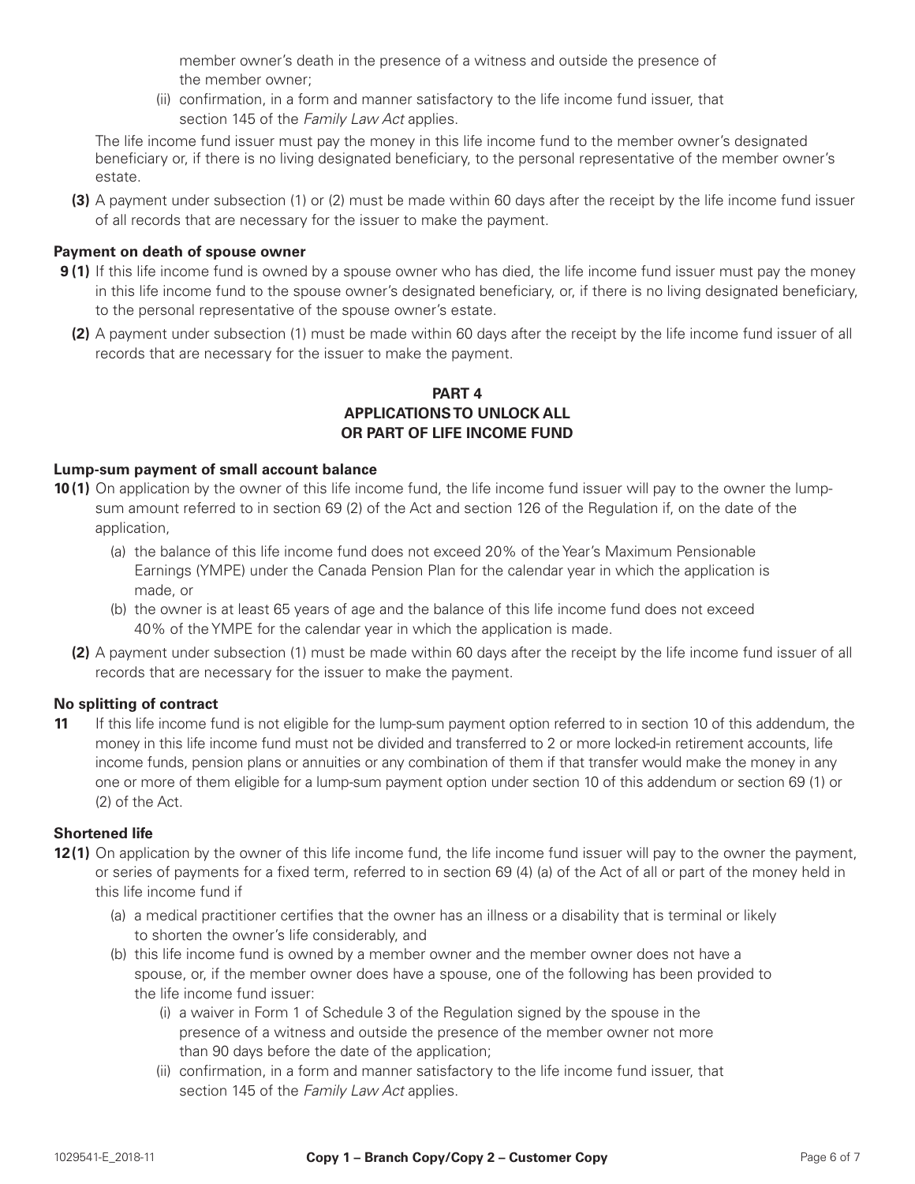member owner's death in the presence of a witness and outside the presence of the member owner;

(ii) confirmation, in a form and manner satisfactory to the life income fund issuer, that section 145 of the *Family Law Act* applies.

The life income fund issuer must pay the money in this life income fund to the member owner's designated beneficiary or, if there is no living designated beneficiary, to the personal representative of the member owner's estate.

**(3)** A payment under subsection (1) or (2) must be made within 60 days after the receipt by the life income fund issuer of all records that are necessary for the issuer to make the payment.

**Payment on death of spouse owner**

**9 (1)** If this life income fund is owned by a spouse owner who has died, the life income fund issuer must pay the money in this life income fund to the spouse owner's designated beneficiary, or, if there is no living designated beneficiary, to the personal representative of the spouse owner's estate.

**(2)** A payment under subsection (1) must be made within 60 days after the receipt by the life income fund issuer of all records that are necessary for the issuer to make the payment.

## PART 4
## APPLICATIONS TO UNLOCK ALL OR PART OF LIFE INCOME FUND

**Lump-sum payment of small account balance**

**10 (1)** On application by the owner of this life income fund, the life income fund issuer will pay to the owner the lump-sum amount referred to in section 69 (2) of the Act and section 126 of the Regulation if, on the date of the application,

(a) the balance of this life income fund does not exceed 20% of the Year's Maximum Pensionable Earnings (YMPE) under the Canada Pension Plan for the calendar year in which the application is made, or

(b) the owner is at least 65 years of age and the balance of this life income fund does not exceed 40% of the YMPE for the calendar year in which the application is made.

**(2)** A payment under subsection (1) must be made within 60 days after the receipt by the life income fund issuer of all records that are necessary for the issuer to make the payment.

**No splitting of contract**

**11** If this life income fund is not eligible for the lump-sum payment option referred to in section 10 of this addendum, the money in this life income fund must not be divided and transferred to 2 or more locked-in retirement accounts, life income funds, pension plans or annuities or any combination of them if that transfer would make the money in any one or more of them eligible for a lump-sum payment option under section 10 of this addendum or section 69 (1) or (2) of the Act.

**Shortened life**

**12 (1)** On application by the owner of this life income fund, the life income fund issuer will pay to the owner the payment, or series of payments for a fixed term, referred to in section 69 (4) (a) of the Act of all or part of the money held in this life income fund if

(a) a medical practitioner certifies that the owner has an illness or a disability that is terminal or likely to shorten the owner's life considerably, and

(b) this life income fund is owned by a member owner and the member owner does not have a spouse, or, if the member owner does have a spouse, one of the following has been provided to the life income fund issuer:

(i) a waiver in Form 1 of Schedule 3 of the Regulation signed by the spouse in the presence of a witness and outside the presence of the member owner not more than 90 days before the date of the application;

(ii) confirmation, in a form and manner satisfactory to the life income fund issuer, that section 145 of the *Family Law Act* applies.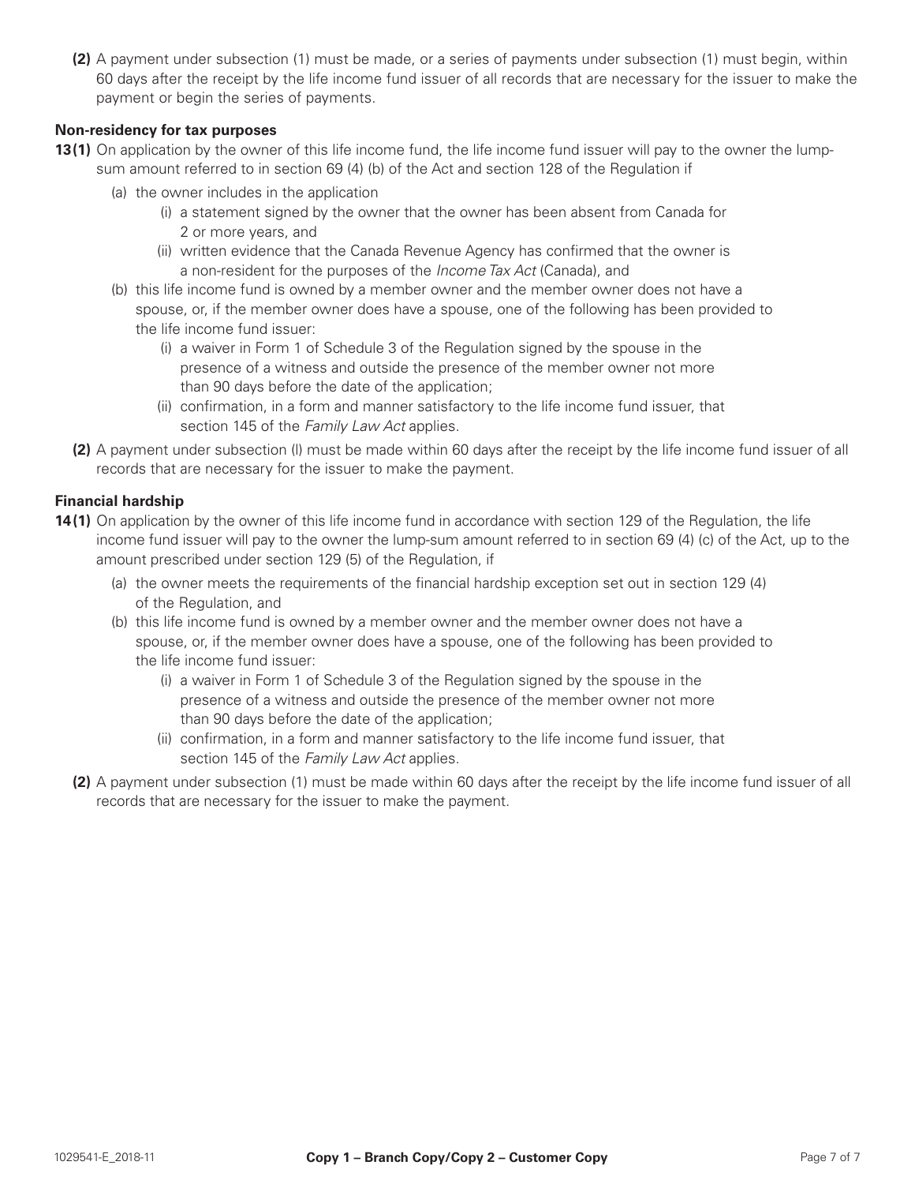**(2)** A payment under subsection (1) must be made, or a series of payments under subsection (1) must begin, within 60 days after the receipt by the life income fund issuer of all records that are necessary for the issuer to make the payment or begin the series of payments.

**Non-residency for tax purposes**

**13(1)** On application by the owner of this life income fund, the life income fund issuer will pay to the owner the lump-sum amount referred to in section 69 (4) (b) of the Act and section 128 of the Regulation if

- (a) the owner includes in the application
  - (i) a statement signed by the owner that the owner has been absent from Canada for 2 or more years, and
  - (ii) written evidence that the Canada Revenue Agency has confirmed that the owner is a non-resident for the purposes of the *Income Tax Act* (Canada), and
- (b) this life income fund is owned by a member owner and the member owner does not have a spouse, or, if the member owner does have a spouse, one of the following has been provided to the life income fund issuer:
  - (i) a waiver in Form 1 of Schedule 3 of the Regulation signed by the spouse in the presence of a witness and outside the presence of the member owner not more than 90 days before the date of the application;
  - (ii) confirmation, in a form and manner satisfactory to the life income fund issuer, that section 145 of the *Family Law Act* applies.

**(2)** A payment under subsection (l) must be made within 60 days after the receipt by the life income fund issuer of all records that are necessary for the issuer to make the payment.

**Financial hardship**

**14(1)** On application by the owner of this life income fund in accordance with section 129 of the Regulation, the life income fund issuer will pay to the owner the lump-sum amount referred to in section 69 (4) (c) of the Act, up to the amount prescribed under section 129 (5) of the Regulation, if

- (a) the owner meets the requirements of the financial hardship exception set out in section 129 (4) of the Regulation, and
- (b) this life income fund is owned by a member owner and the member owner does not have a spouse, or, if the member owner does have a spouse, one of the following has been provided to the life income fund issuer:
  - (i) a waiver in Form 1 of Schedule 3 of the Regulation signed by the spouse in the presence of a witness and outside the presence of the member owner not more than 90 days before the date of the application;
  - (ii) confirmation, in a form and manner satisfactory to the life income fund issuer, that section 145 of the *Family Law Act* applies.

**(2)** A payment under subsection (1) must be made within 60 days after the receipt by the life income fund issuer of all records that are necessary for the issuer to make the payment.

1029541-E_2018-11 **Copy 1 – Branch Copy/Copy 2 – Customer Copy**